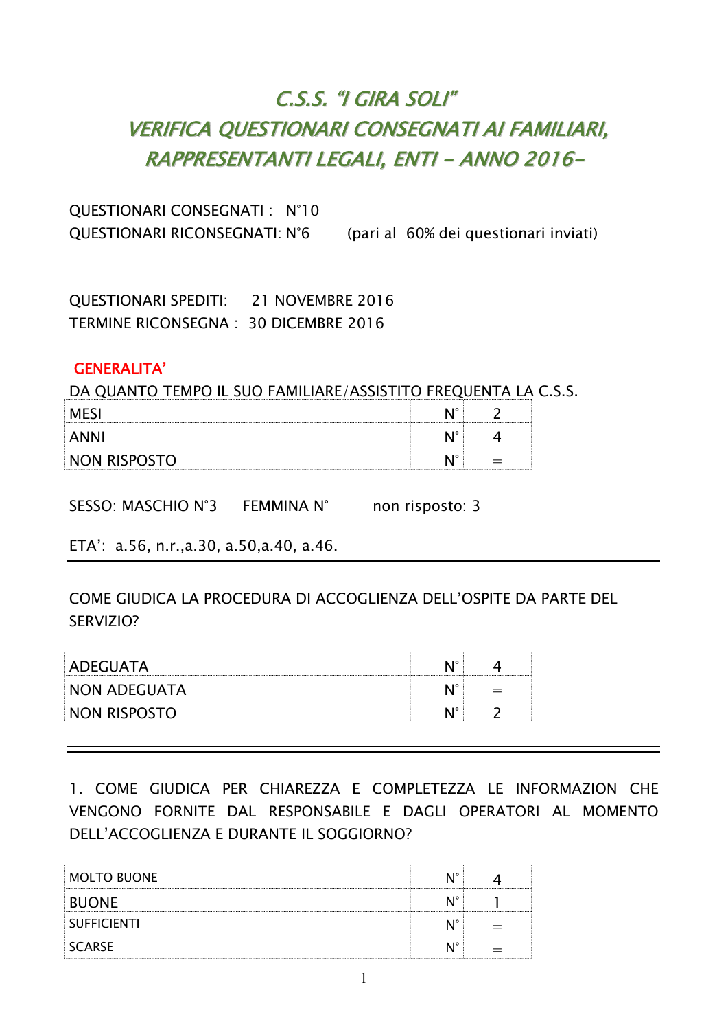# C.S.S. "I GIRA SOLI"
# VERIFICA QUESTIONARI CONSEGNATI AI FAMILIARI, RAPPRESENTANTI LEGALI, ENTI – ANNO 2016-

QUESTIONARI CONSEGNATI : N°10
QUESTIONARI RICONSEGNATI: N°6 (pari al 60% dei questionari inviati)

QUESTIONARI SPEDITI: 21 NOVEMBRE 2016
TERMINE RICONSEGNA : 30 DICEMBRE 2016

**GENERALITA'**

DA QUANTO TEMPO IL SUO FAMILIARE/ASSISTITO FREQUENTA LA C.S.S.

| | | |
|---|---|---|
| MESI | N° | 2 |
| ANNI | N° | 4 |
| NON RISPOSTO | N° | = |

SESSO: MASCHIO N°3 FEMMINA N° non risposto: 3

ETA': a.56, n.r.,a.30, a.50,a.40, a.46.

---

COME GIUDICA LA PROCEDURA DI ACCOGLIENZA DELL'OSPITE DA PARTE DEL SERVIZIO?

| | | |
|---|---|---|
| ADEGUATA | N° | 4 |
| NON ADEGUATA | N° | = |
| NON RISPOSTO | N° | 2 |

---

1. COME GIUDICA PER CHIAREZZA E COMPLETEZZA LE INFORMAZION CHE VENGONO FORNITE DAL RESPONSABILE E DAGLI OPERATORI AL MOMENTO DELL'ACCOGLIENZA E DURANTE IL SOGGIORNO?

| | | |
|---|---|---|
| MOLTO BUONE | N° | 4 |
| BUONE | N° | 1 |
| SUFFICIENTI | N° | = |
| SCARSE | N° | = |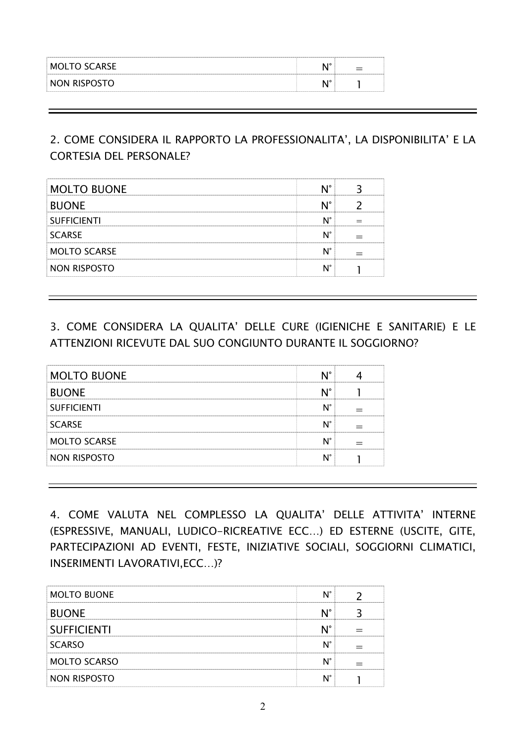| | | |
|---|---|---|
| MOLTO SCARSE | N° | = |
| NON RISPOSTO | N° | 1 |

---

2. COME CONSIDERA IL RAPPORTO LA PROFESSIONALITA', LA DISPONIBILITA' E LA CORTESIA DEL PERSONALE?

| | | |
|---|---|---|
| MOLTO BUONE | N° | 3 |
| BUONE | N° | 2 |
| SUFFICIENTI | N° | = |
| SCARSE | N° | = |
| MOLTO SCARSE | N° | = |
| NON RISPOSTO | N° | 1 |

---

3. COME CONSIDERA LA QUALITA' DELLE CURE (IGIENICHE E SANITARIE) E LE ATTENZIONI RICEVUTE DAL SUO CONGIUNTO DURANTE IL SOGGIORNO?

| | | |
|---|---|---|
| MOLTO BUONE | N° | 4 |
| BUONE | N° | 1 |
| SUFFICIENTI | N° | = |
| SCARSE | N° | = |
| MOLTO SCARSE | N° | = |
| NON RISPOSTO | N° | 1 |

---

4. COME VALUTA NEL COMPLESSO LA QUALITA' DELLE ATTIVITA' INTERNE (ESPRESSIVE, MANUALI, LUDICO-RICREATIVE ECC…) ED ESTERNE (USCITE, GITE, PARTECIPAZIONI AD EVENTI, FESTE, INIZIATIVE SOCIALI, SOGGIORNI CLIMATICI, INSERIMENTI LAVORATIVI,ECC…)?

| | | |
|---|---|---|
| MOLTO BUONE | N° | 2 |
| BUONE | N° | 3 |
| SUFFICIENTI | N° | = |
| SCARSO | N° | = |
| MOLTO SCARSO | N° | = |
| NON RISPOSTO | N° | 1 |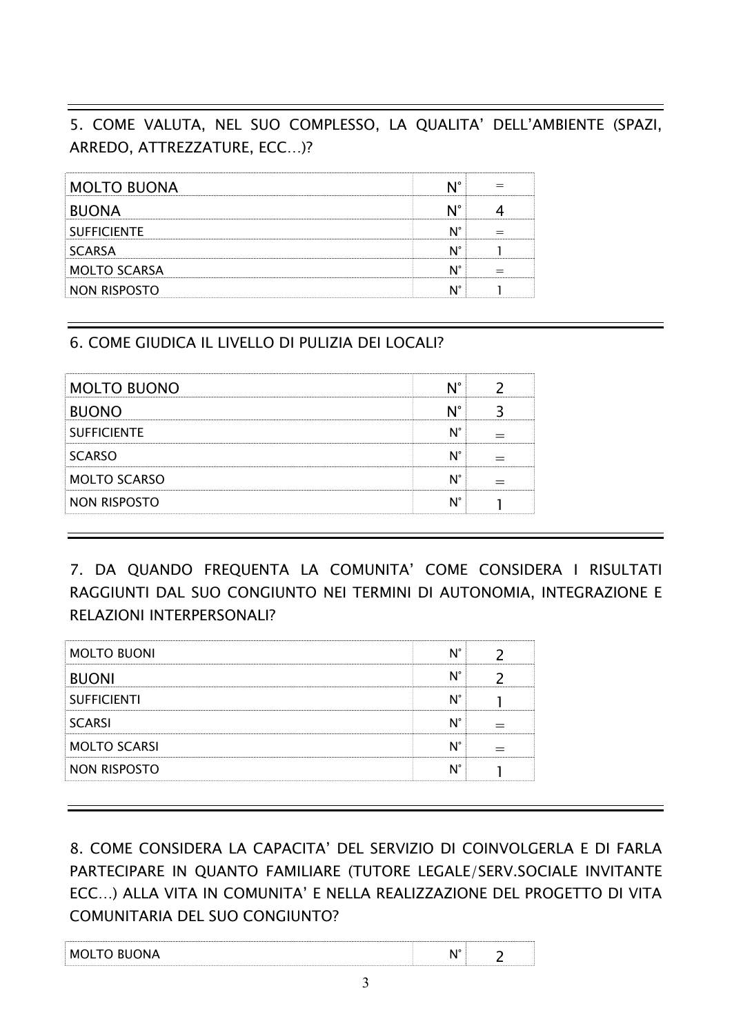5. COME VALUTA, NEL SUO COMPLESSO, LA QUALITA' DELL'AMBIENTE (SPAZI, ARREDO, ATTREZZATURE, ECC...)?

| | | |
|---|---|---|
| MOLTO BUONA | N° | = |
| BUONA | N° | 4 |
| SUFFICIENTE | N° | = |
| SCARSA | N° | 1 |
| MOLTO SCARSA | N° | = |
| NON RISPOSTO | N° | 1 |

6. COME GIUDICA IL LIVELLO DI PULIZIA DEI LOCALI?

| | | |
|---|---|---|
| MOLTO BUONO | N° | 2 |
| BUONO | N° | 3 |
| SUFFICIENTE | N° | = |
| SCARSO | N° | = |
| MOLTO SCARSO | N° | = |
| NON RISPOSTO | N° | 1 |

7. DA QUANDO FREQUENTA LA COMUNITA' COME CONSIDERA I RISULTATI RAGGIUNTI DAL SUO CONGIUNTO NEI TERMINI DI AUTONOMIA, INTEGRAZIONE E RELAZIONI INTERPERSONALI?

| | | |
|---|---|---|
| MOLTO BUONI | N° | 2 |
| BUONI | N° | 2 |
| SUFFICIENTI | N° | 1 |
| SCARSI | N° | = |
| MOLTO SCARSI | N° | = |
| NON RISPOSTO | N° | 1 |

8. COME CONSIDERA LA CAPACITA' DEL SERVIZIO DI COINVOLGERLA E DI FARLA PARTECIPARE IN QUANTO FAMILIARE (TUTORE LEGALE/SERV.SOCIALE INVITANTE ECC...) ALLA VITA IN COMUNITA' E NELLA REALIZZAZIONE DEL PROGETTO DI VITA COMUNITARIA DEL SUO CONGIUNTO?

| | | |
|---|---|---|
| MOLTO BUONA | N° | 2 |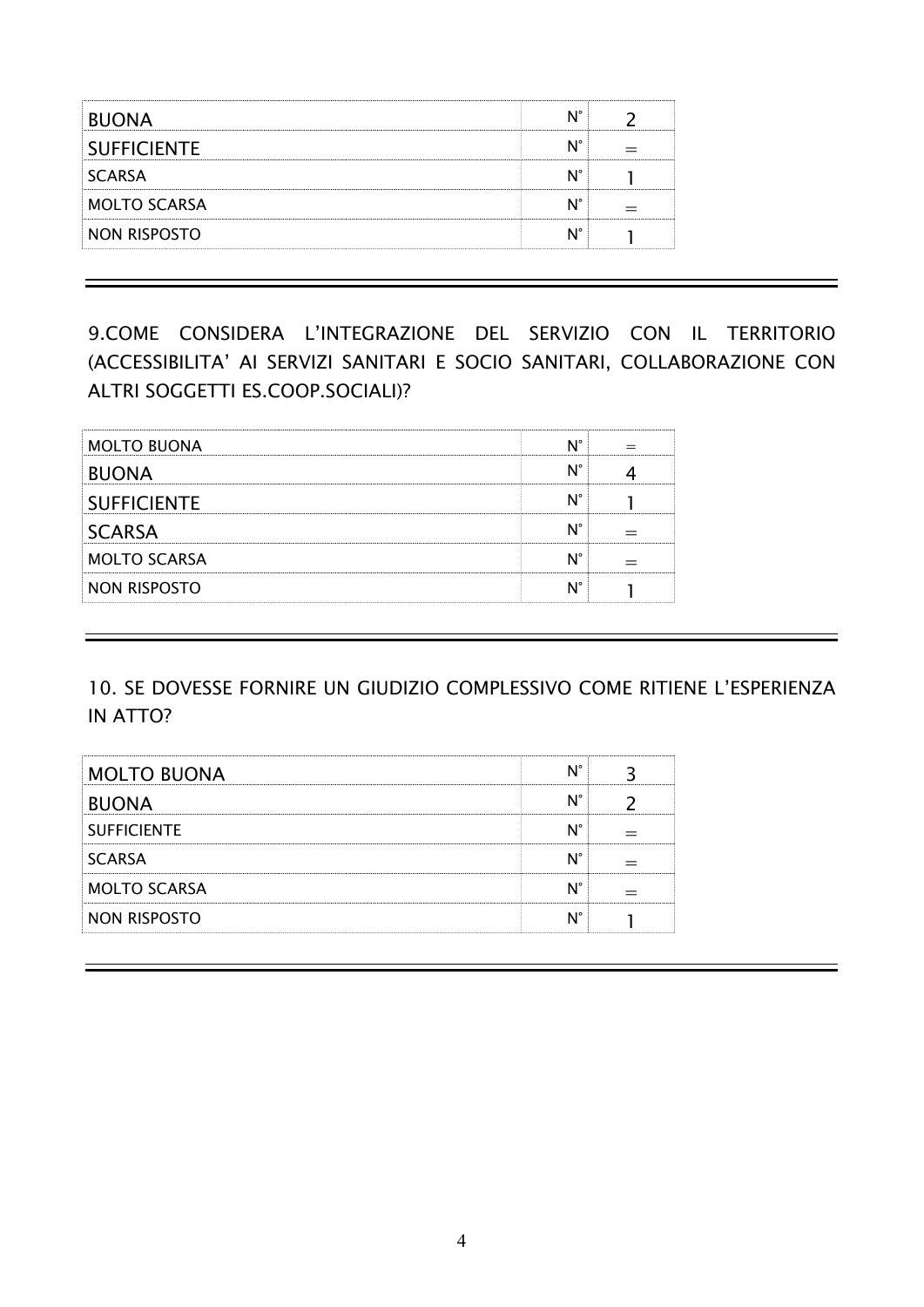| | | |
|---|---|---|
| BUONA | N° | 2 |
| SUFFICIENTE | N° | = |
| SCARSA | N° | 1 |
| MOLTO SCARSA | N° | = |
| NON RISPOSTO | N° | 1 |

---

9.COME CONSIDERA L'INTEGRAZIONE DEL SERVIZIO CON IL TERRITORIO (ACCESSIBILITA' AI SERVIZI SANITARI E SOCIO SANITARI, COLLABORAZIONE CON ALTRI SOGGETTI ES.COOP.SOCIALI)?

| | | |
|---|---|---|
| MOLTO BUONA | N° | = |
| BUONA | N° | 4 |
| SUFFICIENTE | N° | 1 |
| SCARSA | N° | = |
| MOLTO SCARSA | N° | = |
| NON RISPOSTO | N° | 1 |

---

10. SE DOVESSE FORNIRE UN GIUDIZIO COMPLESSIVO COME RITIENE L'ESPERIENZA IN ATTO?

| | | |
|---|---|---|
| MOLTO BUONA | N° | 3 |
| BUONA | N° | 2 |
| SUFFICIENTE | N° | = |
| SCARSA | N° | = |
| MOLTO SCARSA | N° | = |
| NON RISPOSTO | N° | 1 |

---